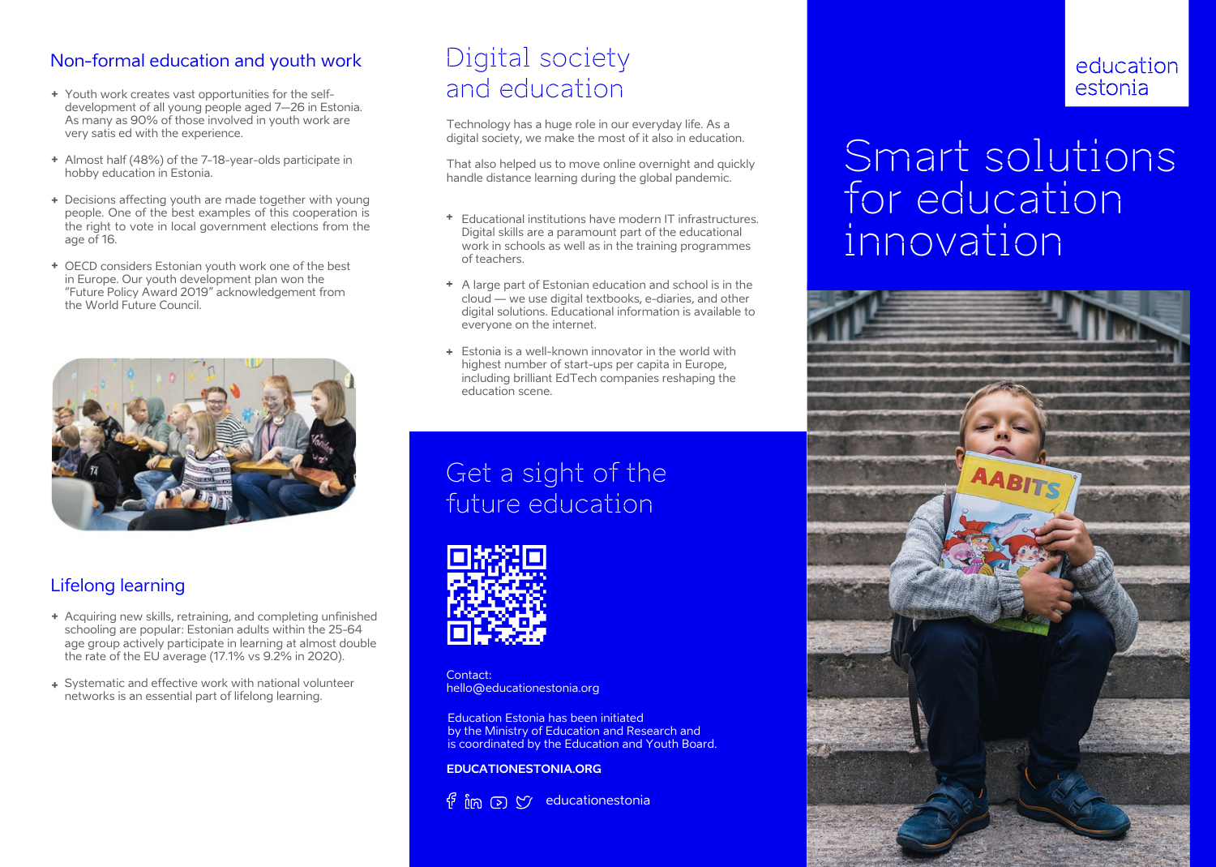## Non-formal education and youth work

- Youth work creates vast opportunities for the self-development of all young people aged 7—26 in Estonia. As many as 90% of those involved in youth work are very satis ed with the experience.
- Almost half (48%) of the 7-18-year-olds participate in hobby education in Estonia.
- Decisions affecting youth are made together with young people. One of the best examples of this cooperation is the right to vote in local government elections from the age of 16.
- OECD considers Estonian youth work one of the best in Europe. Our youth development plan won the "Future Policy Award 2019" acknowledgement from the World Future Council.

## Lifelong learning

- Acquiring new skills, retraining, and completing unfinished schooling are popular: Estonian adults within the 25-64 age group actively participate in learning at almost double the rate of the EU average (17.1% vs 9.2% in 2020).
- Systematic and effective work with national volunteer networks is an essential part of lifelong learning.

# Digital society and education

Technology has a huge role in our everyday life. As a digital society, we make the most of it also in education.

That also helped us to move online overnight and quickly handle distance learning during the global pandemic.

- Educational institutions have modern IT infrastructures. Digital skills are a paramount part of the educational work in schools as well as in the training programmes of teachers.
- A large part of Estonian education and school is in the cloud — we use digital textbooks, e-diaries, and other digital solutions. Educational information is available to everyone on the internet.
- Estonia is a well-known innovator in the world with highest number of start-ups per capita in Europe, including brilliant EdTech companies reshaping the education scene.

## Get a sight of the future education

Contact:
hello@educationestonia.org

Education Estonia has been initiated by the Ministry of Education and Research and is coordinated by the Education and Youth Board.

**EDUCATIONESTONIA.ORG**

educationestonia

education estonia

# Smart solutions for education innovation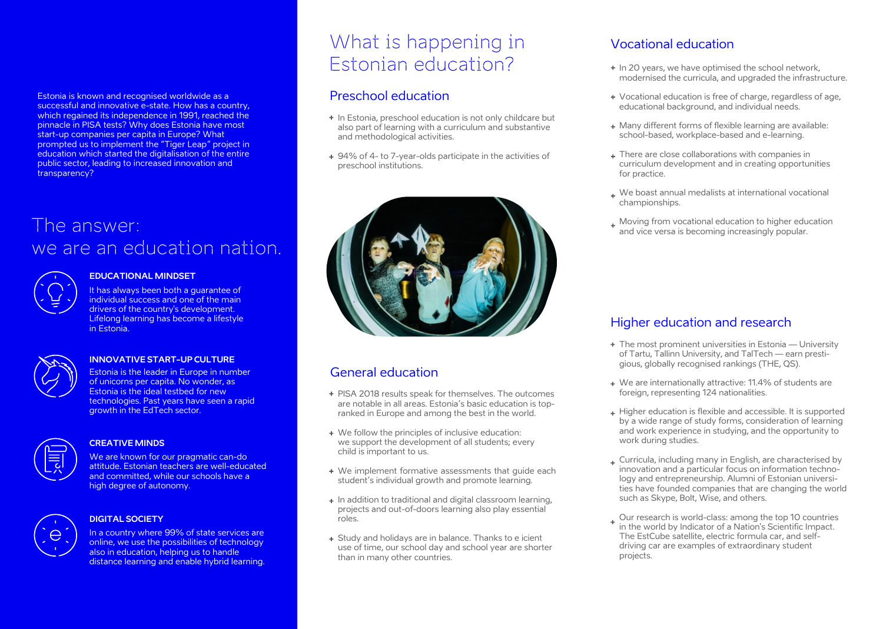Estonia is known and recognised worldwide as a successful and innovative e-state. How has a country, which regained its independence in 1991, reached the pinnacle in PISA tests? Why does Estonia have most start-up companies per capita in Europe? What prompted us to implement the "Tiger Leap" project in education which started the digitalisation of the entire public sector, leading to increased innovation and transparency?

# The answer: we are an education nation.

**EDUCATIONAL MINDSET**

It has always been both a guarantee of individual success and one of the main drivers of the country's development. Lifelong learning has become a lifestyle in Estonia.

**INNOVATIVE START-UP CULTURE**

Estonia is the leader in Europe in number of unicorns per capita. No wonder, as Estonia is the ideal testbed for new technologies. Past years have seen a rapid growth in the EdTech sector.

**CREATIVE MINDS**

We are known for our pragmatic can-do attitude. Estonian teachers are well-educated and committed, while our schools have a high degree of autonomy.

**DIGITAL SOCIETY**

In a country where 99% of state services are online, we use the possibilities of technology also in education, helping us to handle distance learning and enable hybrid learning.

# What is happening in Estonian education?

## Preschool education

- In Estonia, preschool education is not only childcare but also part of learning with a curriculum and substantive and methodological activities.
- 94% of 4- to 7-year-olds participate in the activities of preschool institutions.

## General education

- PISA 2018 results speak for themselves. The outcomes are notable in all areas. Estonia's basic education is top-ranked in Europe and among the best in the world.
- We follow the principles of inclusive education: we support the development of all students; every child is important to us.
- We implement formative assessments that guide each student's individual growth and promote learning.
- In addition to traditional and digital classroom learning, projects and out-of-doors learning also play essential roles.
- Study and holidays are in balance. Thanks to e icient use of time, our school day and school year are shorter than in many other countries.

## Vocational education

- In 20 years, we have optimised the school network, modernised the curricula, and upgraded the infrastructure.
- Vocational education is free of charge, regardless of age, educational background, and individual needs.
- Many different forms of flexible learning are available: school-based, workplace-based and e-learning.
- There are close collaborations with companies in curriculum development and in creating opportunities for practice.
- We boast annual medalists at international vocational championships.
- Moving from vocational education to higher education and vice versa is becoming increasingly popular.

## Higher education and research

- The most prominent universities in Estonia — University of Tartu, Tallinn University, and TalTech — earn prestigious, globally recognised rankings (THE, QS).
- We are internationally attractive: 11.4% of students are foreign, representing 124 nationalities.
- Higher education is flexible and accessible. It is supported by a wide range of study forms, consideration of learning and work experience in studying, and the opportunity to work during studies.
- Curricula, including many in English, are characterised by innovation and a particular focus on information technology and entrepreneurship. Alumni of Estonian universities have founded companies that are changing the world such as Skype, Bolt, Wise, and others.
- Our research is world-class: among the top 10 countries in the world by Indicator of a Nation's Scientific Impact. The EstCube satellite, electric formula car, and self-driving car are examples of extraordinary student projects.